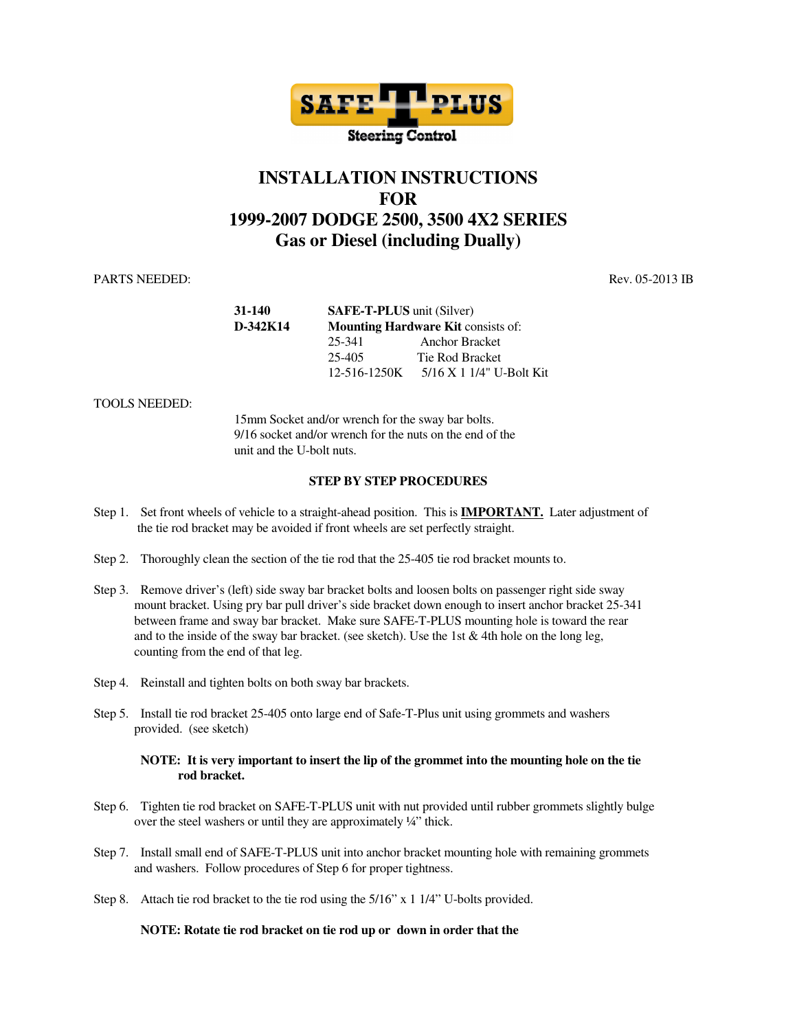SAFE T PLUS
Steering Control

# INSTALLATION INSTRUCTIONS FOR 1999-2007 DODGE 2500, 3500 4X2 SERIES Gas or Diesel (including Dually)

PARTS NEEDED: Rev. 05-2013 IB

| | | |
|---|---|---|
| **31-140** | **SAFE-T-PLUS** unit (Silver) | |
| **D-342K14** | **Mounting Hardware Kit** consists of: | |
| | 25-341 | Anchor Bracket |
| | 25-405 | Tie Rod Bracket |
| | 12-516-1250K | 5/16 X 1 1/4" U-Bolt Kit |

TOOLS NEEDED:

15mm Socket and/or wrench for the sway bar bolts.
9/16 socket and/or wrench for the nuts on the end of the unit and the U-bolt nuts.

**STEP BY STEP PROCEDURES**

Step 1. Set front wheels of vehicle to a straight-ahead position. This is **IMPORTANT.** Later adjustment of the tie rod bracket may be avoided if front wheels are set perfectly straight.

Step 2. Thoroughly clean the section of the tie rod that the 25-405 tie rod bracket mounts to.

Step 3. Remove driver's (left) side sway bar bracket bolts and loosen bolts on passenger right side sway mount bracket. Using pry bar pull driver's side bracket down enough to insert anchor bracket 25-341 between frame and sway bar bracket. Make sure SAFE-T-PLUS mounting hole is toward the rear and to the inside of the sway bar bracket. (see sketch). Use the 1st & 4th hole on the long leg, counting from the end of that leg.

Step 4. Reinstall and tighten bolts on both sway bar brackets.

Step 5. Install tie rod bracket 25-405 onto large end of Safe-T-Plus unit using grommets and washers provided. (see sketch)

**NOTE: It is very important to insert the lip of the grommet into the mounting hole on the tie rod bracket.**

Step 6. Tighten tie rod bracket on SAFE-T-PLUS unit with nut provided until rubber grommets slightly bulge over the steel washers or until they are approximately ¼" thick.

Step 7. Install small end of SAFE-T-PLUS unit into anchor bracket mounting hole with remaining grommets and washers. Follow procedures of Step 6 for proper tightness.

Step 8. Attach tie rod bracket to the tie rod using the 5/16" x 1 1/4" U-bolts provided.

**NOTE: Rotate tie rod bracket on tie rod up or down in order that the**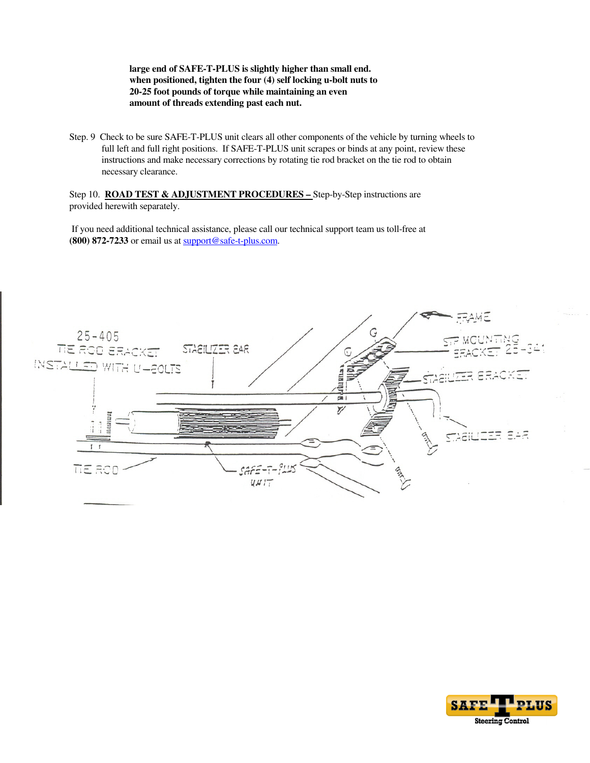**large end of SAFE-T-PLUS is slightly higher than small end. when positioned, tighten the four (4) self locking u-bolt nuts to 20-25 foot pounds of torque while maintaining an even amount of threads extending past each nut.**

Step. 9 Check to be sure SAFE-T-PLUS unit clears all other components of the vehicle by turning wheels to full left and full right positions. If SAFE-T-PLUS unit scrapes or binds at any point, review these instructions and make necessary corrections by rotating tie rod bracket on the tie rod to obtain necessary clearance.

Step 10. **ROAD TEST & ADJUSTMENT PROCEDURES –** Step-by-Step instructions are provided herewith separately.

If you need additional technical assistance, please call our technical support team us toll-free at **(800) 872-7233** or email us at support@safe-t-plus.com.

25-405
TIE ROD BRACKET
INSTALLED WITH U-BOLTS

STABILIZER BAR

FRAME

STP MOUNTING
BRACKET 25-341

STABILIZER BRACKET

STABILIZER BAR

TIE ROD

SAFE-T-PLUS
UNIT

SAFE T PLUS
Steering Control